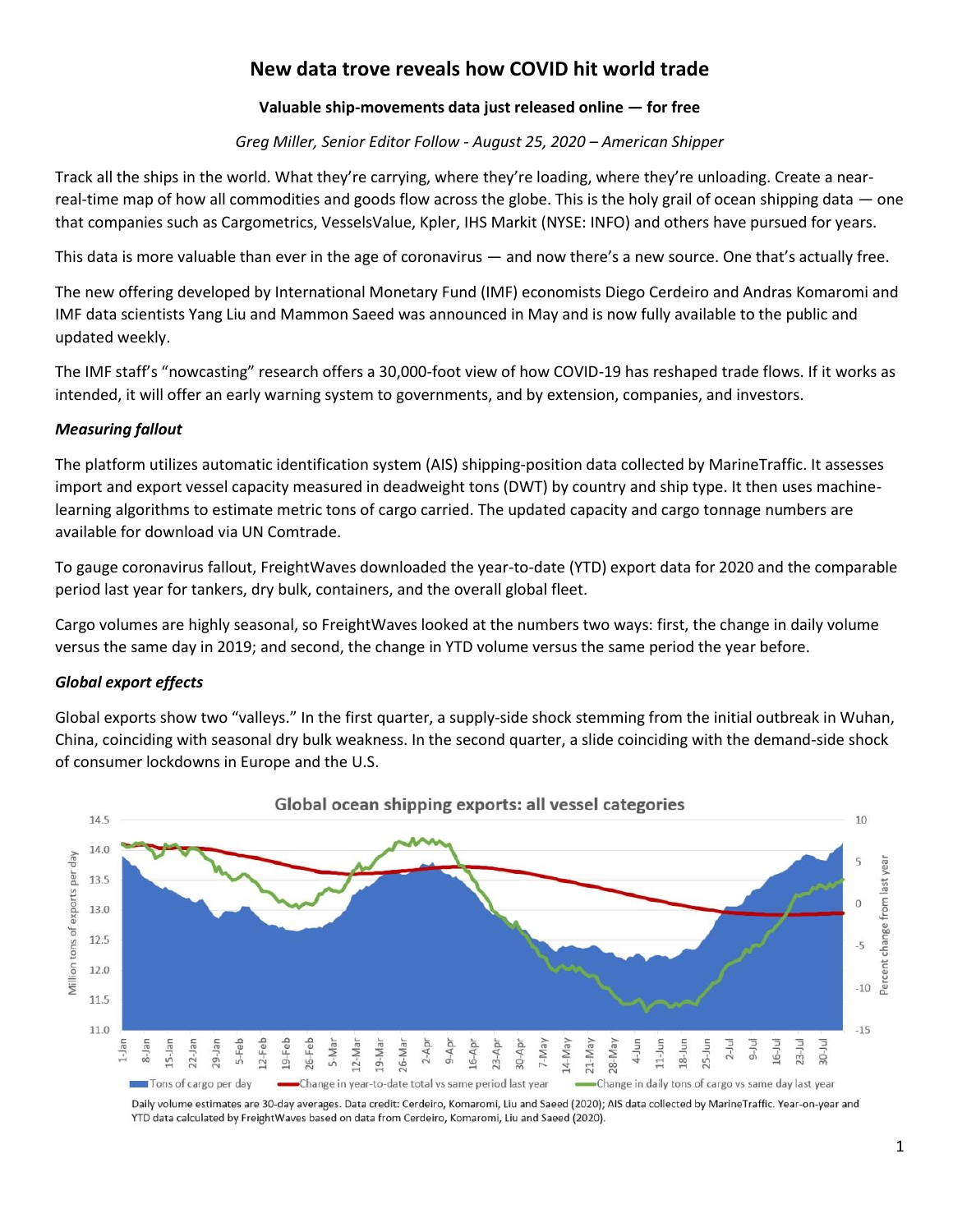// Note: the chart is rendered as text only; no image files were detected, so its visual content cannot be reproduced.

# New data trove reveals how COVID hit world trade

**Valuable ship-movements data just released online — for free**

*Greg Miller, Senior Editor Follow - August 25, 2020 – American Shipper*

Track all the ships in the world. What they're carrying, where they're loading, where they're unloading. Create a near-real-time map of how all commodities and goods flow across the globe. This is the holy grail of ocean shipping data — one that companies such as Cargometrics, VesselsValue, Kpler, IHS Markit (NYSE: INFO) and others have pursued for years.

This data is more valuable than ever in the age of coronavirus — and now there's a new source. One that's actually free.

The new offering developed by International Monetary Fund (IMF) economists Diego Cerdeiro and Andras Komaromi and IMF data scientists Yang Liu and Mammon Saeed was announced in May and is now fully available to the public and updated weekly.

The IMF staff's "nowcasting" research offers a 30,000-foot view of how COVID-19 has reshaped trade flows. If it works as intended, it will offer an early warning system to governments, and by extension, companies, and investors.

### *Measuring fallout*

The platform utilizes automatic identification system (AIS) shipping-position data collected by MarineTraffic. It assesses import and export vessel capacity measured in deadweight tons (DWT) by country and ship type. It then uses machine-learning algorithms to estimate metric tons of cargo carried. The updated capacity and cargo tonnage numbers are available for download via UN Comtrade.

To gauge coronavirus fallout, FreightWaves downloaded the year-to-date (YTD) export data for 2020 and the comparable period last year for tankers, dry bulk, containers, and the overall global fleet.

Cargo volumes are highly seasonal, so FreightWaves looked at the numbers two ways: first, the change in daily volume versus the same day in 2019; and second, the change in YTD volume versus the same period the year before.

### *Global export effects*

Global exports show two "valleys." In the first quarter, a supply-side shock stemming from the initial outbreak in Wuhan, China, coinciding with seasonal dry bulk weakness. In the second quarter, a slide coinciding with the demand-side shock of consumer lockdowns in Europe and the U.S.

**Global ocean shipping exports: all vessel categories**

Legend: Tons of cargo per day; Change in year-to-date total vs same period last year; Change in daily tons of cargo vs same day last year

Left axis: Million tons of exports per day (11.0–14.5). Right axis: Percent change from last year (-15 to 10). Horizontal axis: 1-Jan to 30-Jul.

Daily volume estimates are 30-day averages. Data credit: Cerdeiro, Komaromi, Liu and Saeed (2020); AIS data collected by MarineTraffic. Year-on-year and YTD data calculated by FreightWaves based on data from Cerdeiro, Komaromi, Liu and Saeed (2020).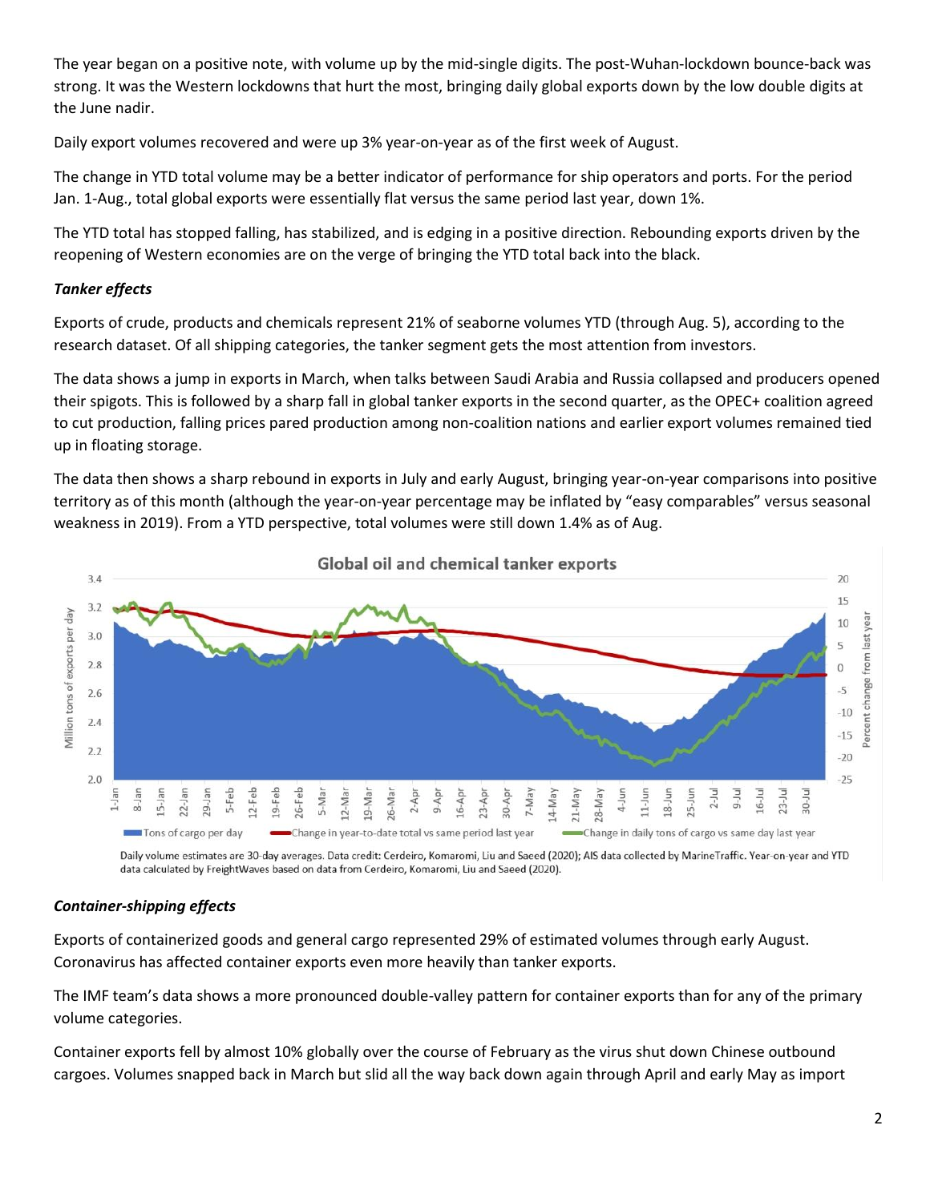The year began on a positive note, with volume up by the mid-single digits. The post-Wuhan-lockdown bounce-back was strong. It was the Western lockdowns that hurt the most, bringing daily global exports down by the low double digits at the June nadir.

Daily export volumes recovered and were up 3% year-on-year as of the first week of August.

The change in YTD total volume may be a better indicator of performance for ship operators and ports. For the period Jan. 1-Aug., total global exports were essentially flat versus the same period last year, down 1%.

The YTD total has stopped falling, has stabilized, and is edging in a positive direction. Rebounding exports driven by the reopening of Western economies are on the verge of bringing the YTD total back into the black.

### *Tanker effects*

Exports of crude, products and chemicals represent 21% of seaborne volumes YTD (through Aug. 5), according to the research dataset. Of all shipping categories, the tanker segment gets the most attention from investors.

The data shows a jump in exports in March, when talks between Saudi Arabia and Russia collapsed and producers opened their spigots. This is followed by a sharp fall in global tanker exports in the second quarter, as the OPEC+ coalition agreed to cut production, falling prices pared production among non-coalition nations and earlier export volumes remained tied up in floating storage.

The data then shows a sharp rebound in exports in July and early August, bringing year-on-year comparisons into positive territory as of this month (although the year-on-year percentage may be inflated by "easy comparables" versus seasonal weakness in 2019). From a YTD perspective, total volumes were still down 1.4% as of Aug.

**Global oil and chemical tanker exports**

Daily volume estimates are 30-day averages. Data credit: Cerdeiro, Komaromi, Liu and Saeed (2020); AIS data collected by MarineTraffic. Year-on-year and YTD data calculated by FreightWaves based on data from Cerdeiro, Komaromi, Liu and Saeed (2020).

### *Container-shipping effects*

Exports of containerized goods and general cargo represented 29% of estimated volumes through early August. Coronavirus has affected container exports even more heavily than tanker exports.

The IMF team's data shows a more pronounced double-valley pattern for container exports than for any of the primary volume categories.

Container exports fell by almost 10% globally over the course of February as the virus shut down Chinese outbound cargoes. Volumes snapped back in March but slid all the way back down again through April and early May as import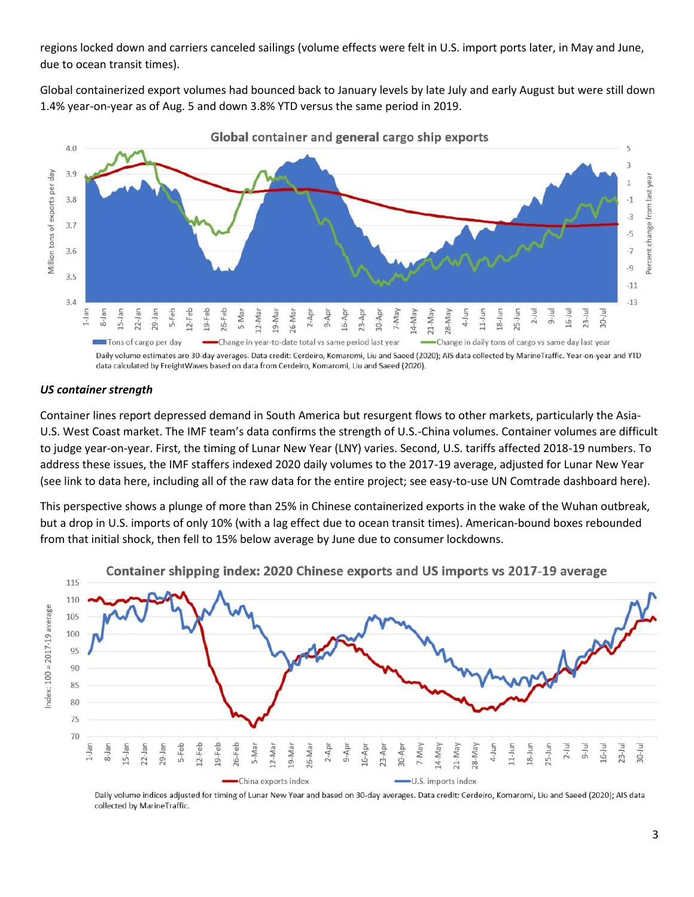regions locked down and carriers canceled sailings (volume effects were felt in U.S. import ports later, in May and June, due to ocean transit times).

Global containerized export volumes had bounced back to January levels by late July and early August but were still down 1.4% year-on-year as of Aug. 5 and down 3.8% YTD versus the same period in 2019.

**Global container and general cargo ship exports**

Daily volume estimates are 30-day averages. Data credit: Cerdeiro, Komaromi, Liu and Saeed (2020); AIS data collected by MarineTraffic. Year-on-year and YTD data calculated by FreightWaves based on data from Cerdeiro, Komaromi, Liu and Saeed (2020).

### *US container strength*

Container lines report depressed demand in South America but resurgent flows to other markets, particularly the Asia-U.S. West Coast market. The IMF team's data confirms the strength of U.S.-China volumes. Container volumes are difficult to judge year-on-year. First, the timing of Lunar New Year (LNY) varies. Second, U.S. tariffs affected 2018-19 numbers. To address these issues, the IMF staffers indexed 2020 daily volumes to the 2017-19 average, adjusted for Lunar New Year (see link to data here, including all of the raw data for the entire project; see easy-to-use UN Comtrade dashboard here).

This perspective shows a plunge of more than 25% in Chinese containerized exports in the wake of the Wuhan outbreak, but a drop in U.S. imports of only 10% (with a lag effect due to ocean transit times). American-bound boxes rebounded from that initial shock, then fell to 15% below average by June due to consumer lockdowns.

**Container shipping index: 2020 Chinese exports and US imports vs 2017-19 average**

Daily volume indices adjusted for timing of Lunar New Year and based on 30-day averages. Data credit: Cerdeiro, Komaromi, Liu and Saeed (2020); AIS data collected by MarineTraffic.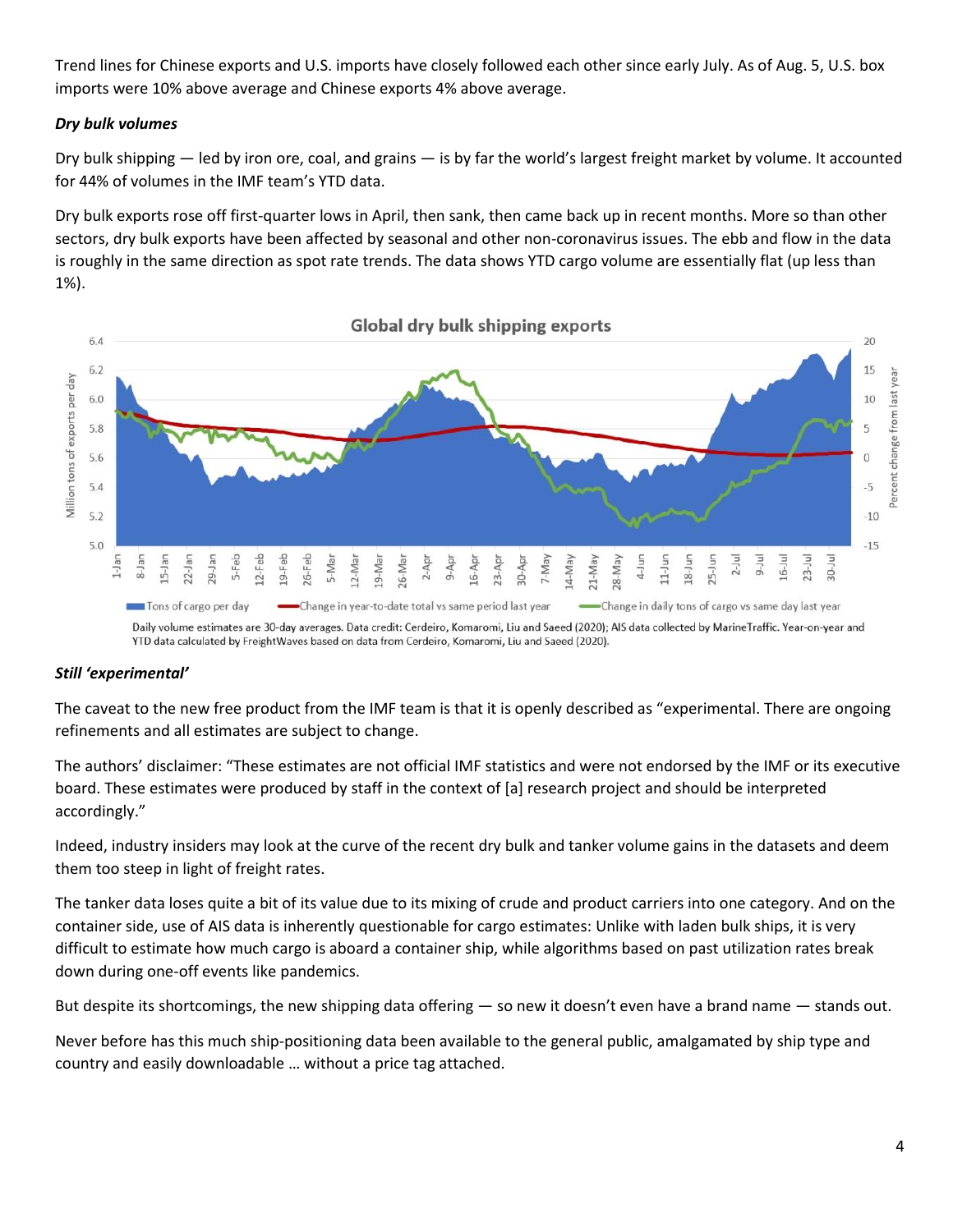Trend lines for Chinese exports and U.S. imports have closely followed each other since early July. As of Aug. 5, U.S. box imports were 10% above average and Chinese exports 4% above average.

***Dry bulk volumes***

Dry bulk shipping — led by iron ore, coal, and grains — is by far the world's largest freight market by volume. It accounted for 44% of volumes in the IMF team's YTD data.

Dry bulk exports rose off first-quarter lows in April, then sank, then came back up in recent months. More so than other sectors, dry bulk exports have been affected by seasonal and other non-coronavirus issues. The ebb and flow in the data is roughly in the same direction as spot rate trends. The data shows YTD cargo volume are essentially flat (up less than 1%).

Global dry bulk shipping exports

Million tons of exports per day
6.4
6.2
6.0
5.8
5.6
5.4
5.2
5.0

Percent change from last year
20
15
10
5
0
-5
-10
-15

1-Jan, 8-Jan, 15-Jan, 22-Jan, 29-Jan, 5-Feb, 12-Feb, 19-Feb, 26-Feb, 5-Mar, 12-Mar, 19-Mar, 26-Mar, 2-Apr, 9-Apr, 16-Apr, 23-Apr, 30-Apr, 7-May, 14-May, 21-May, 28-May, 4-Jun, 11-Jun, 18-Jun, 25-Jun, 2-Jul, 9-Jul, 16-Jul, 23-Jul, 30-Jul

Tons of cargo per day
Change in year-to-date total vs same period last year
Change in daily tons of cargo vs same day last year

Daily volume estimates are 30-day averages. Data credit: Cerdeiro, Komaromi, Liu and Saeed (2020); AIS data collected by MarineTraffic. Year-on-year and YTD data calculated by FreightWaves based on data from Cerdeiro, Komaromi, Liu and Saeed (2020).

***Still 'experimental'***

The caveat to the new free product from the IMF team is that it is openly described as "experimental. There are ongoing refinements and all estimates are subject to change.

The authors' disclaimer: "These estimates are not official IMF statistics and were not endorsed by the IMF or its executive board. These estimates were produced by staff in the context of [a] research project and should be interpreted accordingly."

Indeed, industry insiders may look at the curve of the recent dry bulk and tanker volume gains in the datasets and deem them too steep in light of freight rates.

The tanker data loses quite a bit of its value due to its mixing of crude and product carriers into one category. And on the container side, use of AIS data is inherently questionable for cargo estimates: Unlike with laden bulk ships, it is very difficult to estimate how much cargo is aboard a container ship, while algorithms based on past utilization rates break down during one-off events like pandemics.

But despite its shortcomings, the new shipping data offering — so new it doesn't even have a brand name — stands out.

Never before has this much ship-positioning data been available to the general public, amalgamated by ship type and country and easily downloadable … without a price tag attached.